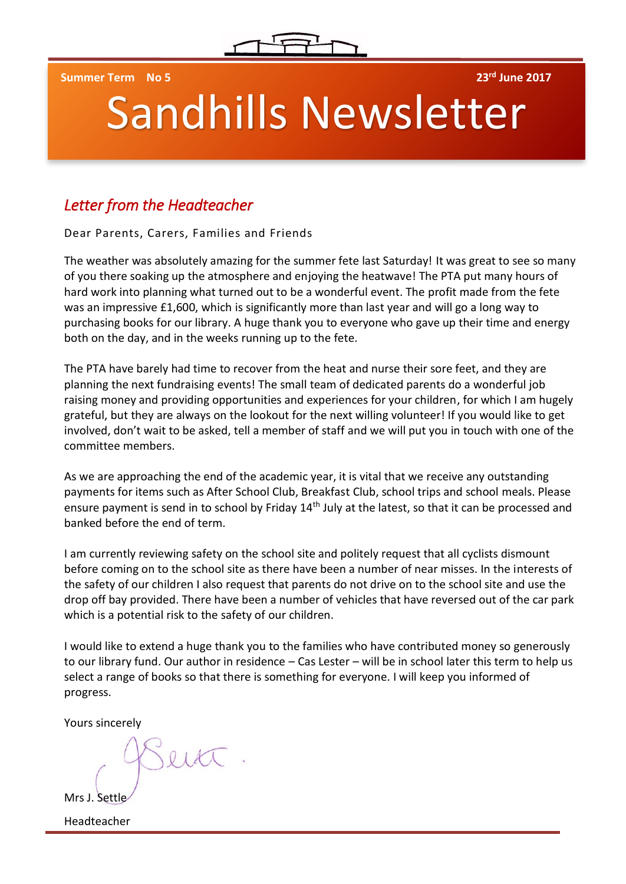**Summer Term No 5** **23rd June 2017**

# Sandhills Newsletter

## *Letter from the Headteacher*

Dear Parents, Carers, Families and Friends

The weather was absolutely amazing for the summer fete last Saturday! It was great to see so many of you there soaking up the atmosphere and enjoying the heatwave! The PTA put many hours of hard work into planning what turned out to be a wonderful event. The profit made from the fete was an impressive £1,600, which is significantly more than last year and will go a long way to purchasing books for our library. A huge thank you to everyone who gave up their time and energy both on the day, and in the weeks running up to the fete.

The PTA have barely had time to recover from the heat and nurse their sore feet, and they are planning the next fundraising events! The small team of dedicated parents do a wonderful job raising money and providing opportunities and experiences for your children, for which I am hugely grateful, but they are always on the lookout for the next willing volunteer! If you would like to get involved, don't wait to be asked, tell a member of staff and we will put you in touch with one of the committee members.

As we are approaching the end of the academic year, it is vital that we receive any outstanding payments for items such as After School Club, Breakfast Club, school trips and school meals. Please ensure payment is send in to school by Friday 14th July at the latest, so that it can be processed and banked before the end of term.

I am currently reviewing safety on the school site and politely request that all cyclists dismount before coming on to the school site as there have been a number of near misses. In the interests of the safety of our children I also request that parents do not drive on to the school site and use the drop off bay provided. There have been a number of vehicles that have reversed out of the car park which is a potential risk to the safety of our children.

I would like to extend a huge thank you to the families who have contributed money so generously to our library fund. Our author in residence – Cas Lester – will be in school later this term to help us select a range of books so that there is something for everyone. I will keep you informed of progress.

Yours sincerely

Mrs J. Settle

Headteacher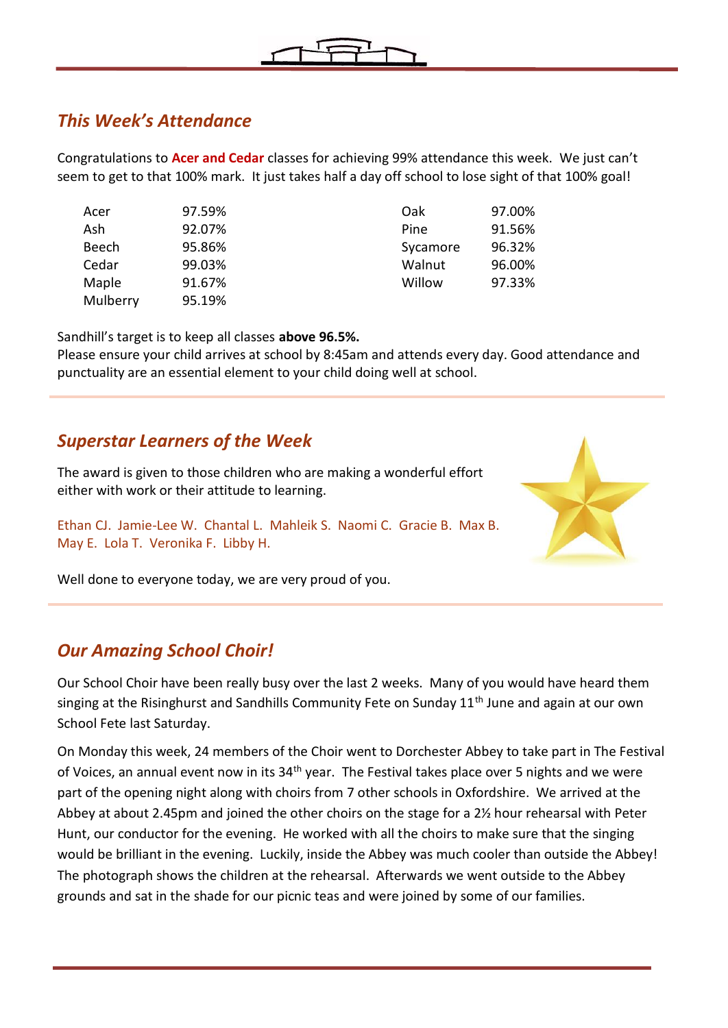## *This Week's Attendance*

Congratulations to **Acer and Cedar** classes for achieving 99% attendance this week. We just can't seem to get to that 100% mark. It just takes half a day off school to lose sight of that 100% goal!

| Class | Attendance | Class | Attendance |
|---|---|---|---|
| Acer | 97.59% | Oak | 97.00% |
| Ash | 92.07% | Pine | 91.56% |
| Beech | 95.86% | Sycamore | 96.32% |
| Cedar | 99.03% | Walnut | 96.00% |
| Maple | 91.67% | Willow | 97.33% |
| Mulberry | 95.19% | | |

Sandhill's target is to keep all classes **above 96.5%.**

Please ensure your child arrives at school by 8:45am and attends every day. Good attendance and punctuality are an essential element to your child doing well at school.

## *Superstar Learners of the Week*

The award is given to those children who are making a wonderful effort either with work or their attitude to learning.

Ethan CJ. Jamie-Lee W. Chantal L. Mahleik S. Naomi C. Gracie B. Max B. May E. Lola T. Veronika F. Libby H.

Well done to everyone today, we are very proud of you.

## *Our Amazing School Choir!*

Our School Choir have been really busy over the last 2 weeks. Many of you would have heard them singing at the Risinghurst and Sandhills Community Fete on Sunday 11th June and again at our own School Fete last Saturday.

On Monday this week, 24 members of the Choir went to Dorchester Abbey to take part in The Festival of Voices, an annual event now in its 34th year. The Festival takes place over 5 nights and we were part of the opening night along with choirs from 7 other schools in Oxfordshire. We arrived at the Abbey at about 2.45pm and joined the other choirs on the stage for a 2½ hour rehearsal with Peter Hunt, our conductor for the evening. He worked with all the choirs to make sure that the singing would be brilliant in the evening. Luckily, inside the Abbey was much cooler than outside the Abbey! The photograph shows the children at the rehearsal. Afterwards we went outside to the Abbey grounds and sat in the shade for our picnic teas and were joined by some of our families.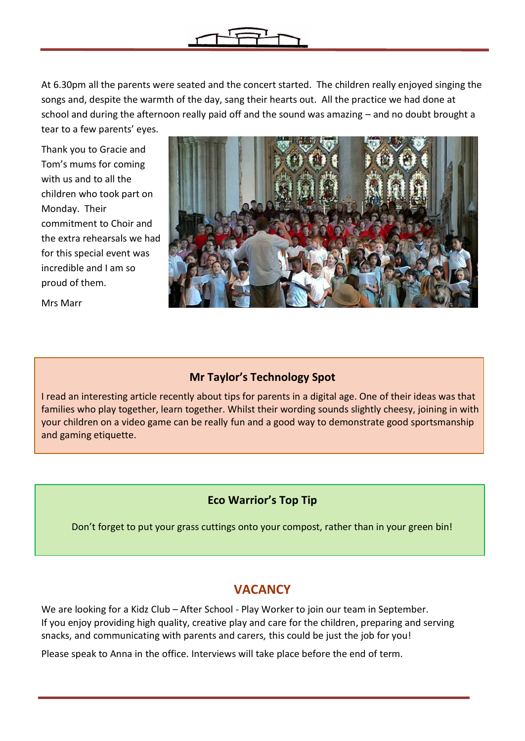At 6.30pm all the parents were seated and the concert started.  The children really enjoyed singing the songs and, despite the warmth of the day, sang their hearts out.  All the practice we had done at school and during the afternoon really paid off and the sound was amazing – and no doubt brought a tear to a few parents' eyes.

Thank you to Gracie and Tom's mums for coming with us and to all the children who took part on Monday.  Their commitment to Choir and the extra rehearsals we had for this special event was incredible and I am so proud of them.

Mrs Marr

### Mr Taylor's Technology Spot

I read an interesting article recently about tips for parents in a digital age. One of their ideas was that families who play together, learn together. Whilst their wording sounds slightly cheesy, joining in with your children on a video game can be really fun and a good way to demonstrate good sportsmanship and gaming etiquette.

### Eco Warrior's Top Tip

Don't forget to put your grass cuttings onto your compost, rather than in your green bin!

## VACANCY

We are looking for a Kidz Club – After School - Play Worker to join our team in September.
If you enjoy providing high quality, creative play and care for the children, preparing and serving snacks, and communicating with parents and carers, this could be just the job for you!

Please speak to Anna in the office. Interviews will take place before the end of term.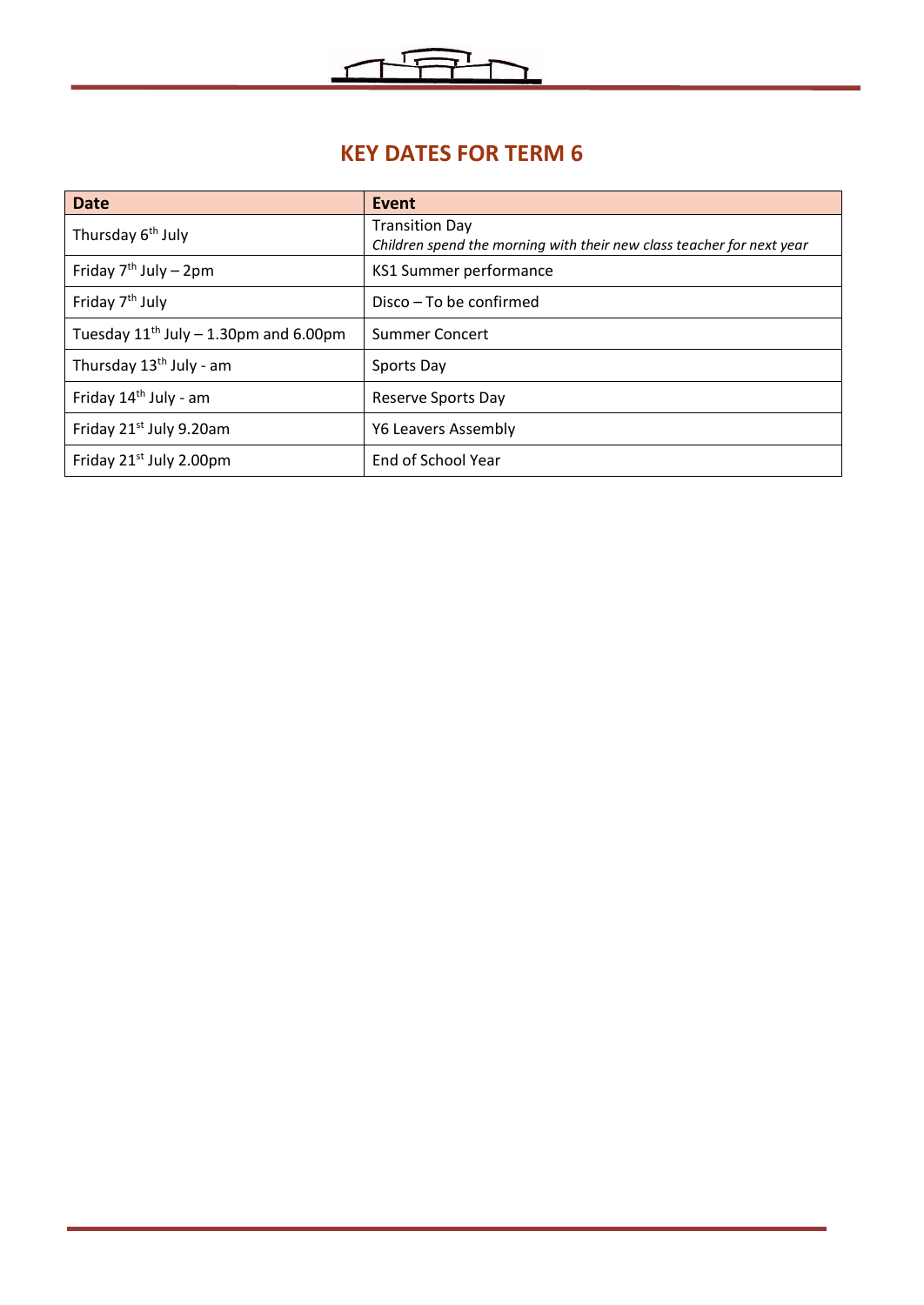# KEY DATES FOR TERM 6

| Date | Event |
|---|---|
| Thursday 6th July | Transition Day *Children spend the morning with their new class teacher for next year* |
| Friday 7th July – 2pm | KS1 Summer performance |
| Friday 7th July | Disco – To be confirmed |
| Tuesday 11th July – 1.30pm and 6.00pm | Summer Concert |
| Thursday 13th July - am | Sports Day |
| Friday 14th July - am | Reserve Sports Day |
| Friday 21st July 9.20am | Y6 Leavers Assembly |
| Friday 21st July 2.00pm | End of School Year |